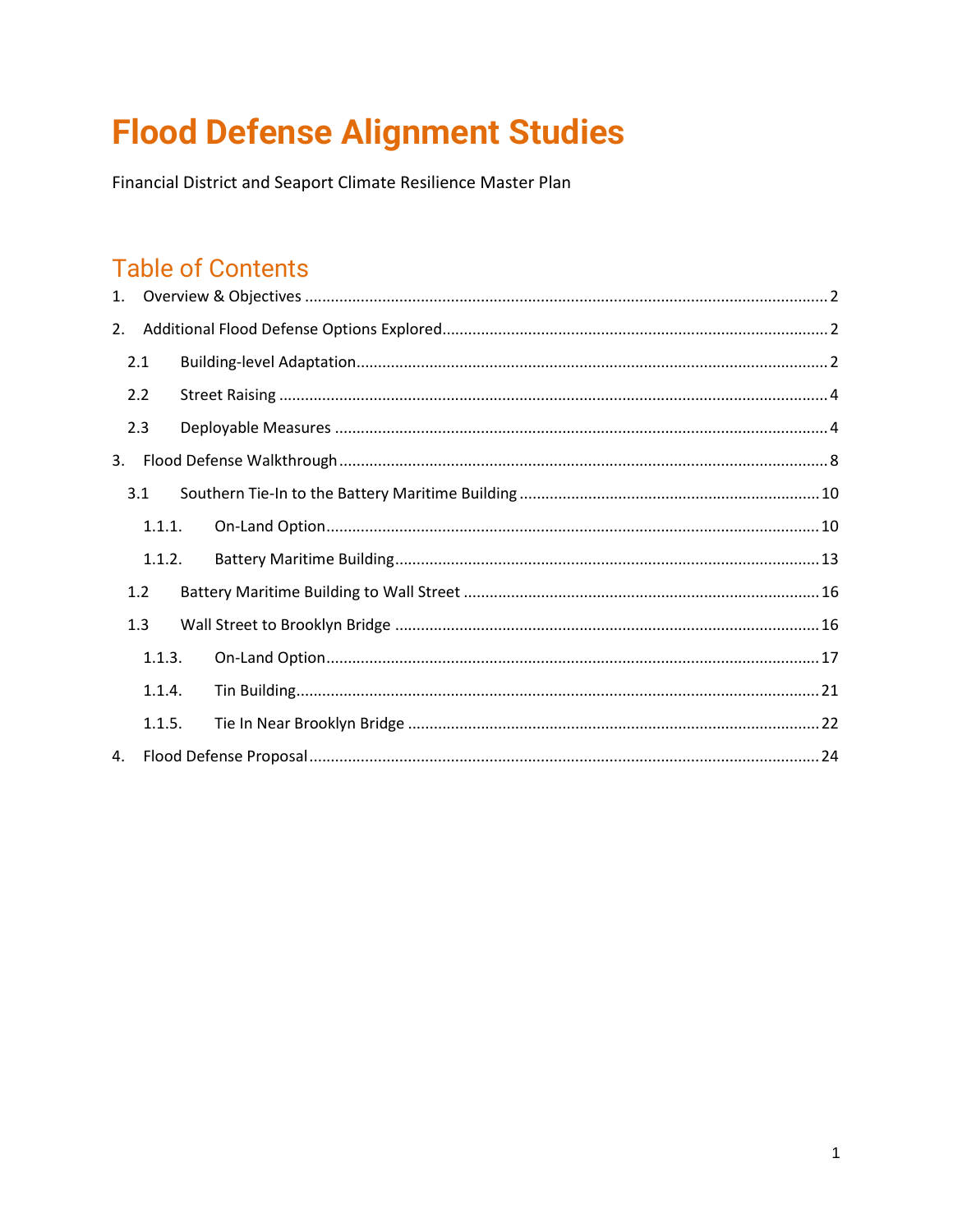# Flood Defense Alignment Studies

Financial District and Seaport Climate Resilience Master Plan

## Table of Contents

1. Overview & Objectives ........ 2
2. Additional Flood Defense Options Explored ........ 2
   - 2.1 Building-level Adaptation ........ 2
   - 2.2 Street Raising ........ 4
   - 2.3 Deployable Measures ........ 4
3. Flood Defense Walkthrough ........ 8
   - 3.1 Southern Tie-In to the Battery Maritime Building ........ 10
     - 1.1.1. On-Land Option ........ 10
     - 1.1.2. Battery Maritime Building ........ 13
   - 1.2 Battery Maritime Building to Wall Street ........ 16
   - 1.3 Wall Street to Brooklyn Bridge ........ 16
     - 1.1.3. On-Land Option ........ 17
     - 1.1.4. Tin Building ........ 21
     - 1.1.5. Tie In Near Brooklyn Bridge ........ 22
4. Flood Defense Proposal ........ 24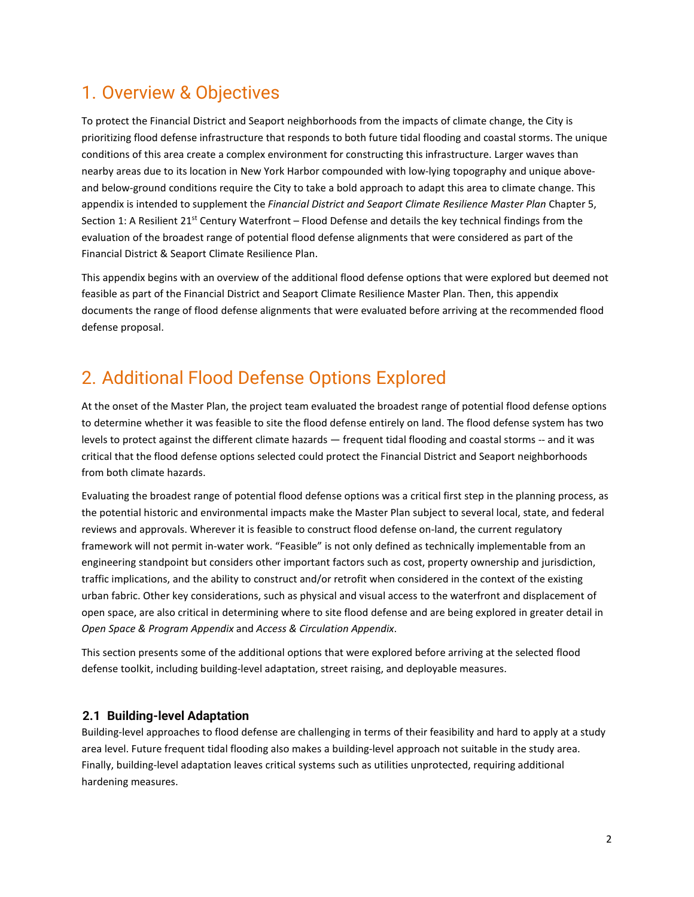# 1. Overview & Objectives

To protect the Financial District and Seaport neighborhoods from the impacts of climate change, the City is prioritizing flood defense infrastructure that responds to both future tidal flooding and coastal storms. The unique conditions of this area create a complex environment for constructing this infrastructure. Larger waves than nearby areas due to its location in New York Harbor compounded with low-lying topography and unique above- and below-ground conditions require the City to take a bold approach to adapt this area to climate change. This appendix is intended to supplement the *Financial District and Seaport Climate Resilience Master Plan* Chapter 5, Section 1: A Resilient 21st Century Waterfront – Flood Defense and details the key technical findings from the evaluation of the broadest range of potential flood defense alignments that were considered as part of the Financial District & Seaport Climate Resilience Plan.

This appendix begins with an overview of the additional flood defense options that were explored but deemed not feasible as part of the Financial District and Seaport Climate Resilience Master Plan. Then, this appendix documents the range of flood defense alignments that were evaluated before arriving at the recommended flood defense proposal.

# 2. Additional Flood Defense Options Explored

At the onset of the Master Plan, the project team evaluated the broadest range of potential flood defense options to determine whether it was feasible to site the flood defense entirely on land. The flood defense system has two levels to protect against the different climate hazards — frequent tidal flooding and coastal storms -- and it was critical that the flood defense options selected could protect the Financial District and Seaport neighborhoods from both climate hazards.

Evaluating the broadest range of potential flood defense options was a critical first step in the planning process, as the potential historic and environmental impacts make the Master Plan subject to several local, state, and federal reviews and approvals. Wherever it is feasible to construct flood defense on-land, the current regulatory framework will not permit in-water work. "Feasible" is not only defined as technically implementable from an engineering standpoint but considers other important factors such as cost, property ownership and jurisdiction, traffic implications, and the ability to construct and/or retrofit when considered in the context of the existing urban fabric. Other key considerations, such as physical and visual access to the waterfront and displacement of open space, are also critical in determining where to site flood defense and are being explored in greater detail in *Open Space & Program Appendix* and *Access & Circulation Appendix*.

This section presents some of the additional options that were explored before arriving at the selected flood defense toolkit, including building-level adaptation, street raising, and deployable measures.

## 2.1 Building-level Adaptation

Building-level approaches to flood defense are challenging in terms of their feasibility and hard to apply at a study area level. Future frequent tidal flooding also makes a building-level approach not suitable in the study area. Finally, building-level adaptation leaves critical systems such as utilities unprotected, requiring additional hardening measures.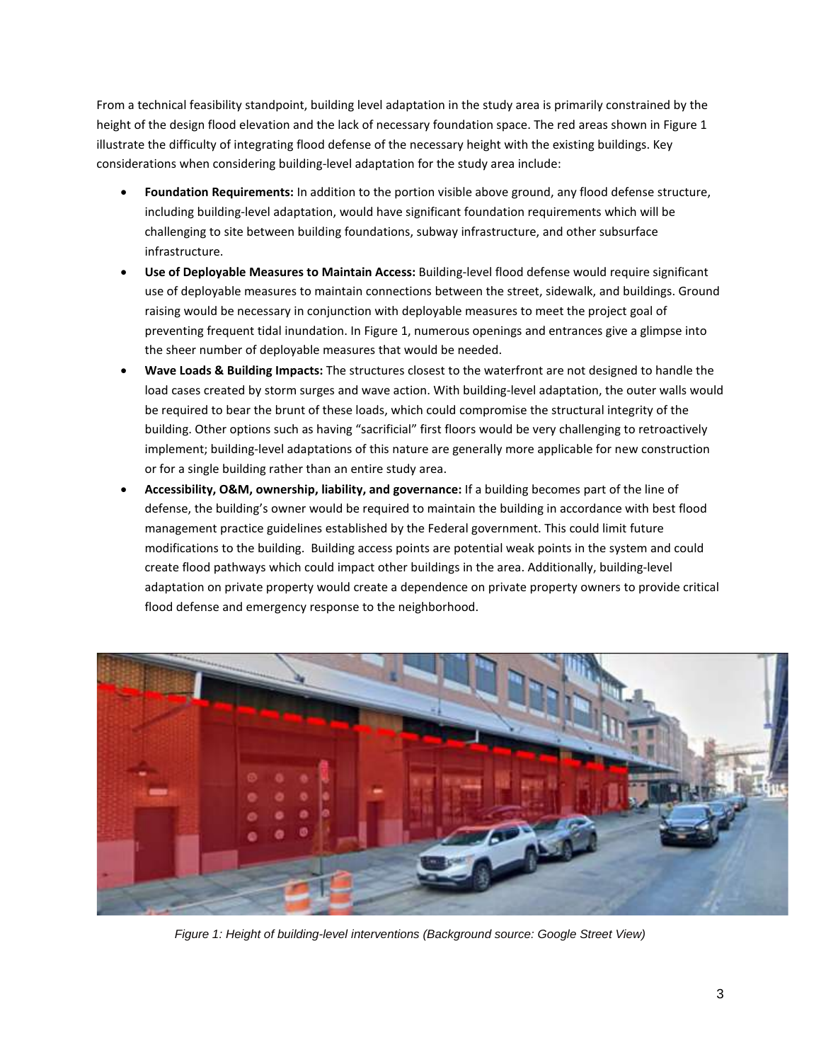From a technical feasibility standpoint, building level adaptation in the study area is primarily constrained by the height of the design flood elevation and the lack of necessary foundation space. The red areas shown in Figure 1 illustrate the difficulty of integrating flood defense of the necessary height with the existing buildings. Key considerations when considering building-level adaptation for the study area include:

- **Foundation Requirements:** In addition to the portion visible above ground, any flood defense structure, including building-level adaptation, would have significant foundation requirements which will be challenging to site between building foundations, subway infrastructure, and other subsurface infrastructure.
- **Use of Deployable Measures to Maintain Access:** Building-level flood defense would require significant use of deployable measures to maintain connections between the street, sidewalk, and buildings. Ground raising would be necessary in conjunction with deployable measures to meet the project goal of preventing frequent tidal inundation. In Figure 1, numerous openings and entrances give a glimpse into the sheer number of deployable measures that would be needed.
- **Wave Loads & Building Impacts:** The structures closest to the waterfront are not designed to handle the load cases created by storm surges and wave action. With building-level adaptation, the outer walls would be required to bear the brunt of these loads, which could compromise the structural integrity of the building. Other options such as having "sacrificial" first floors would be very challenging to retroactively implement; building-level adaptations of this nature are generally more applicable for new construction or for a single building rather than an entire study area.
- **Accessibility, O&M, ownership, liability, and governance:** If a building becomes part of the line of defense, the building's owner would be required to maintain the building in accordance with best flood management practice guidelines established by the Federal government. This could limit future modifications to the building. Building access points are potential weak points in the system and could create flood pathways which could impact other buildings in the area. Additionally, building-level adaptation on private property would create a dependence on private property owners to provide critical flood defense and emergency response to the neighborhood.

*Figure 1: Height of building-level interventions (Background source: Google Street View)*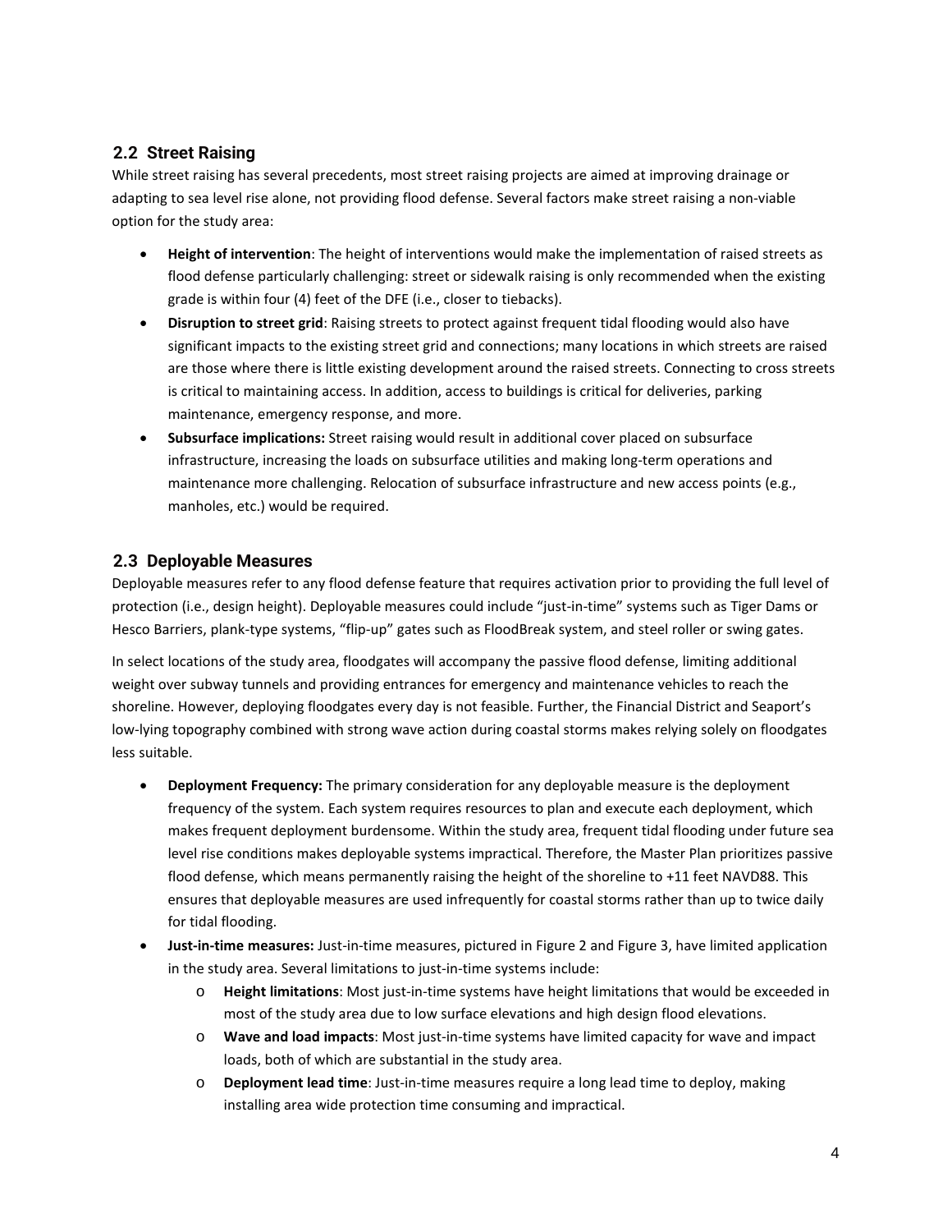## 2.2 Street Raising

While street raising has several precedents, most street raising projects are aimed at improving drainage or adapting to sea level rise alone, not providing flood defense. Several factors make street raising a non-viable option for the study area:

- **Height of intervention**: The height of interventions would make the implementation of raised streets as flood defense particularly challenging: street or sidewalk raising is only recommended when the existing grade is within four (4) feet of the DFE (i.e., closer to tiebacks).
- **Disruption to street grid**: Raising streets to protect against frequent tidal flooding would also have significant impacts to the existing street grid and connections; many locations in which streets are raised are those where there is little existing development around the raised streets. Connecting to cross streets is critical to maintaining access. In addition, access to buildings is critical for deliveries, parking maintenance, emergency response, and more.
- **Subsurface implications:** Street raising would result in additional cover placed on subsurface infrastructure, increasing the loads on subsurface utilities and making long-term operations and maintenance more challenging. Relocation of subsurface infrastructure and new access points (e.g., manholes, etc.) would be required.

## 2.3 Deployable Measures

Deployable measures refer to any flood defense feature that requires activation prior to providing the full level of protection (i.e., design height). Deployable measures could include "just-in-time" systems such as Tiger Dams or Hesco Barriers, plank-type systems, "flip-up" gates such as FloodBreak system, and steel roller or swing gates.

In select locations of the study area, floodgates will accompany the passive flood defense, limiting additional weight over subway tunnels and providing entrances for emergency and maintenance vehicles to reach the shoreline. However, deploying floodgates every day is not feasible. Further, the Financial District and Seaport's low-lying topography combined with strong wave action during coastal storms makes relying solely on floodgates less suitable.

- **Deployment Frequency:** The primary consideration for any deployable measure is the deployment frequency of the system. Each system requires resources to plan and execute each deployment, which makes frequent deployment burdensome. Within the study area, frequent tidal flooding under future sea level rise conditions makes deployable systems impractical. Therefore, the Master Plan prioritizes passive flood defense, which means permanently raising the height of the shoreline to +11 feet NAVD88. This ensures that deployable measures are used infrequently for coastal storms rather than up to twice daily for tidal flooding.
- **Just-in-time measures:** Just-in-time measures, pictured in Figure 2 and Figure 3, have limited application in the study area. Several limitations to just-in-time systems include:
  - **Height limitations**: Most just-in-time systems have height limitations that would be exceeded in most of the study area due to low surface elevations and high design flood elevations.
  - **Wave and load impacts**: Most just-in-time systems have limited capacity for wave and impact loads, both of which are substantial in the study area.
  - **Deployment lead time**: Just-in-time measures require a long lead time to deploy, making installing area wide protection time consuming and impractical.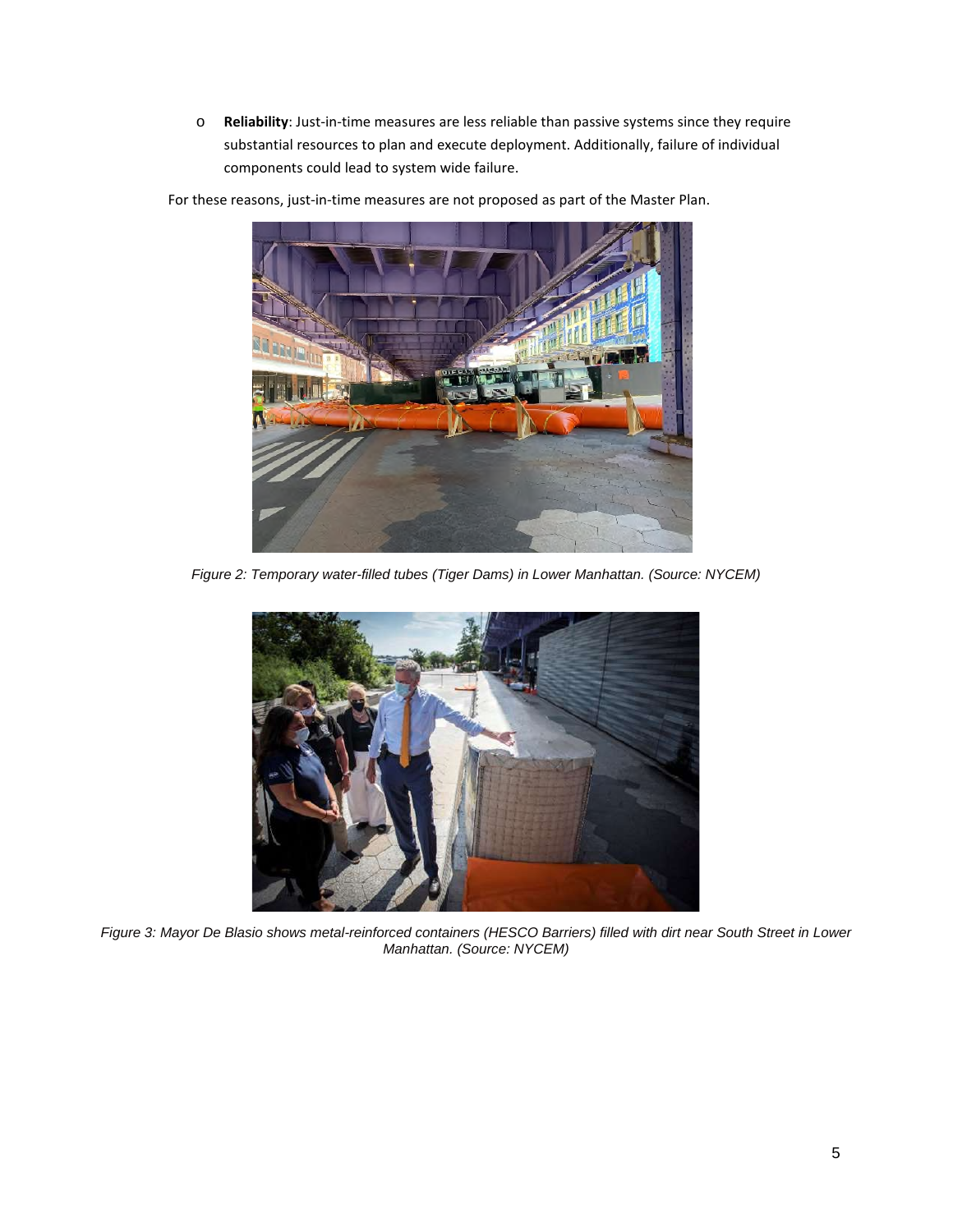- **Reliability**: Just-in-time measures are less reliable than passive systems since they require substantial resources to plan and execute deployment. Additionally, failure of individual components could lead to system wide failure.

For these reasons, just-in-time measures are not proposed as part of the Master Plan.

*Figure 2: Temporary water-filled tubes (Tiger Dams) in Lower Manhattan. (Source: NYCEM)*

*Figure 3: Mayor De Blasio shows metal-reinforced containers (HESCO Barriers) filled with dirt near South Street in Lower Manhattan. (Source: NYCEM)*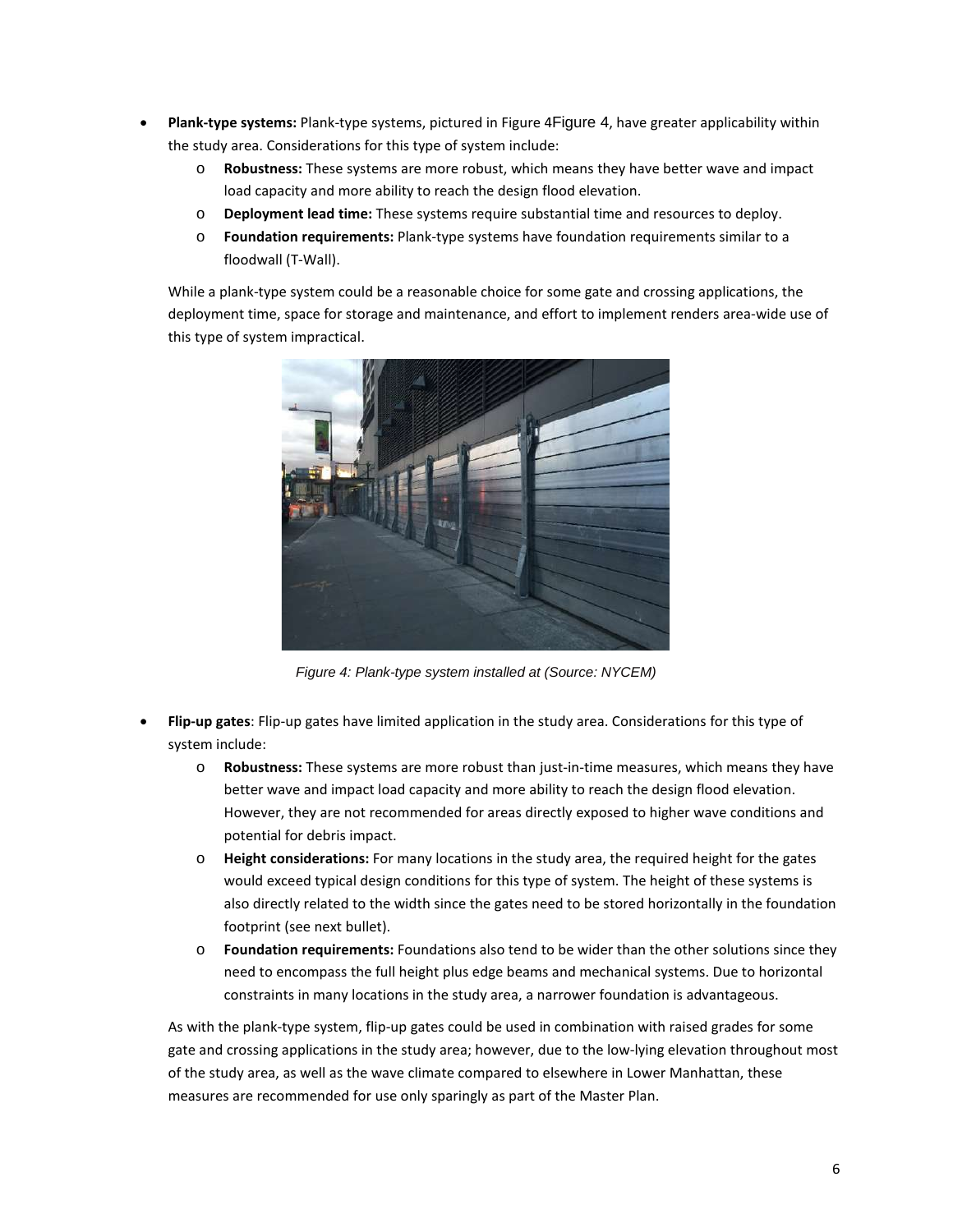- **Plank-type systems:** Plank-type systems, pictured in Figure 4Figure 4, have greater applicability within the study area. Considerations for this type of system include:
    - **Robustness:** These systems are more robust, which means they have better wave and impact load capacity and more ability to reach the design flood elevation.
    - **Deployment lead time:** These systems require substantial time and resources to deploy.
    - **Foundation requirements:** Plank-type systems have foundation requirements similar to a floodwall (T-Wall).

  While a plank-type system could be a reasonable choice for some gate and crossing applications, the deployment time, space for storage and maintenance, and effort to implement renders area-wide use of this type of system impractical.

*Figure 4: Plank-type system installed at (Source: NYCEM)*

- **Flip-up gates**: Flip-up gates have limited application in the study area. Considerations for this type of system include:
    - **Robustness:** These systems are more robust than just-in-time measures, which means they have better wave and impact load capacity and more ability to reach the design flood elevation. However, they are not recommended for areas directly exposed to higher wave conditions and potential for debris impact.
    - **Height considerations:** For many locations in the study area, the required height for the gates would exceed typical design conditions for this type of system. The height of these systems is also directly related to the width since the gates need to be stored horizontally in the foundation footprint (see next bullet).
    - **Foundation requirements:** Foundations also tend to be wider than the other solutions since they need to encompass the full height plus edge beams and mechanical systems. Due to horizontal constraints in many locations in the study area, a narrower foundation is advantageous.

  As with the plank-type system, flip-up gates could be used in combination with raised grades for some gate and crossing applications in the study area; however, due to the low-lying elevation throughout most of the study area, as well as the wave climate compared to elsewhere in Lower Manhattan, these measures are recommended for use only sparingly as part of the Master Plan.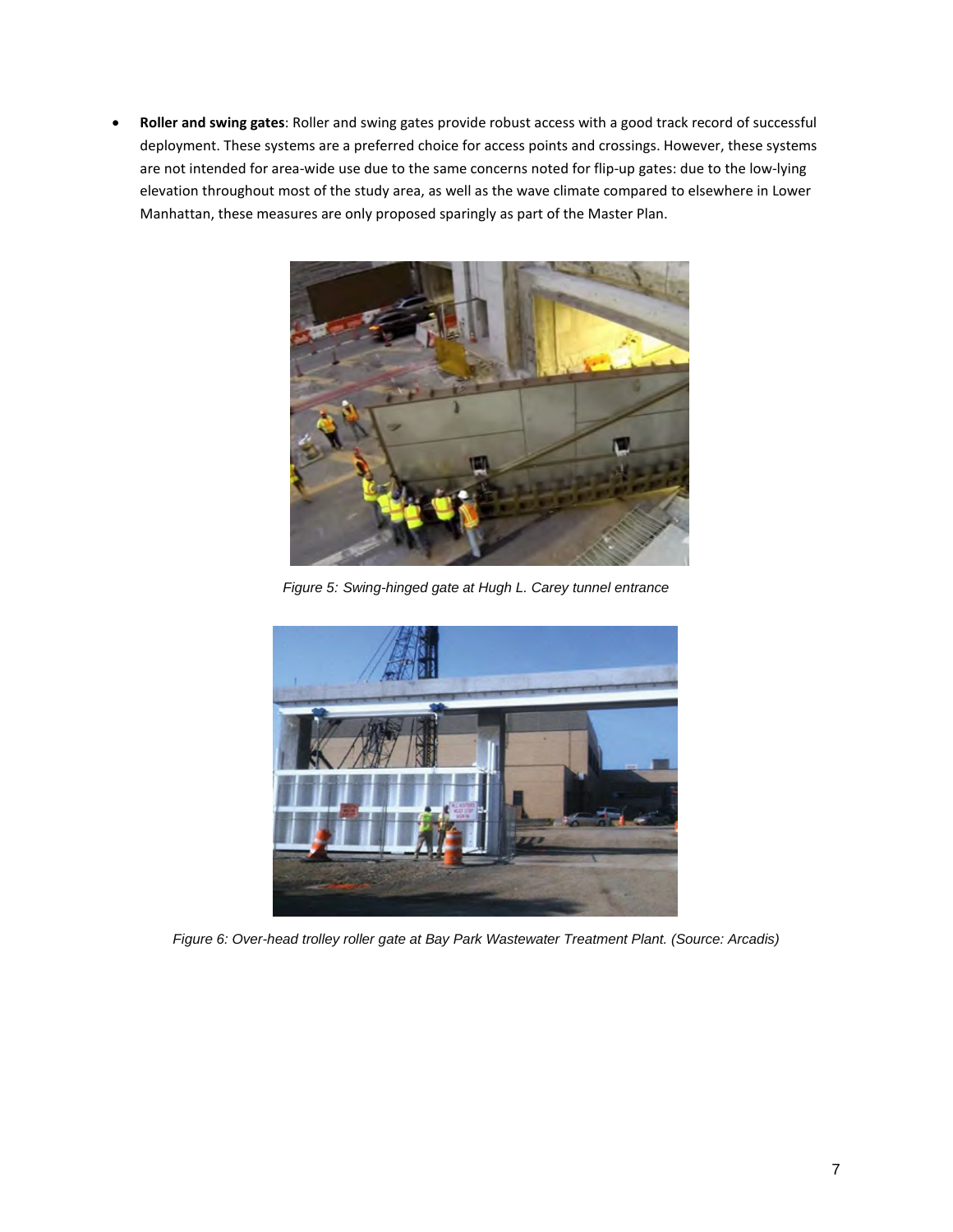- **Roller and swing gates**: Roller and swing gates provide robust access with a good track record of successful deployment. These systems are a preferred choice for access points and crossings. However, these systems are not intended for area-wide use due to the same concerns noted for flip-up gates: due to the low-lying elevation throughout most of the study area, as well as the wave climate compared to elsewhere in Lower Manhattan, these measures are only proposed sparingly as part of the Master Plan.

*Figure 5: Swing-hinged gate at Hugh L. Carey tunnel entrance*

*Figure 6: Over-head trolley roller gate at Bay Park Wastewater Treatment Plant. (Source: Arcadis)*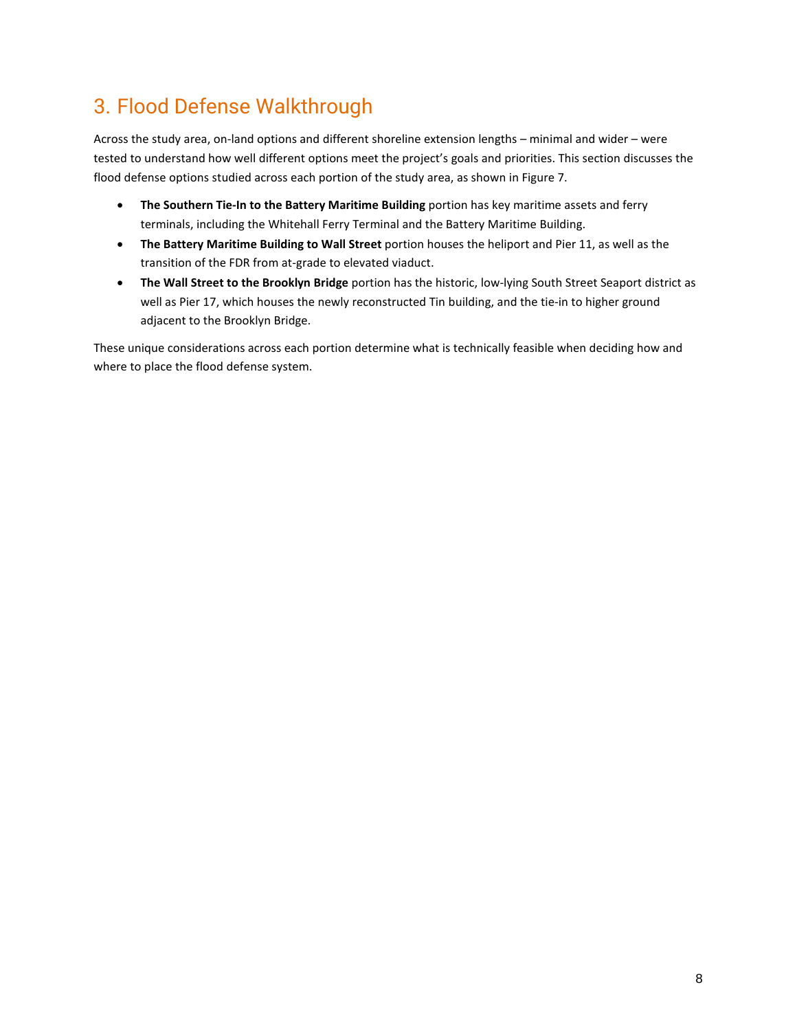# 3. Flood Defense Walkthrough

Across the study area, on-land options and different shoreline extension lengths – minimal and wider – were tested to understand how well different options meet the project's goals and priorities. This section discusses the flood defense options studied across each portion of the study area, as shown in Figure 7.

- **The Southern Tie-In to the Battery Maritime Building** portion has key maritime assets and ferry terminals, including the Whitehall Ferry Terminal and the Battery Maritime Building.
- **The Battery Maritime Building to Wall Street** portion houses the heliport and Pier 11, as well as the transition of the FDR from at-grade to elevated viaduct.
- **The Wall Street to the Brooklyn Bridge** portion has the historic, low-lying South Street Seaport district as well as Pier 17, which houses the newly reconstructed Tin building, and the tie-in to higher ground adjacent to the Brooklyn Bridge.

These unique considerations across each portion determine what is technically feasible when deciding how and where to place the flood defense system.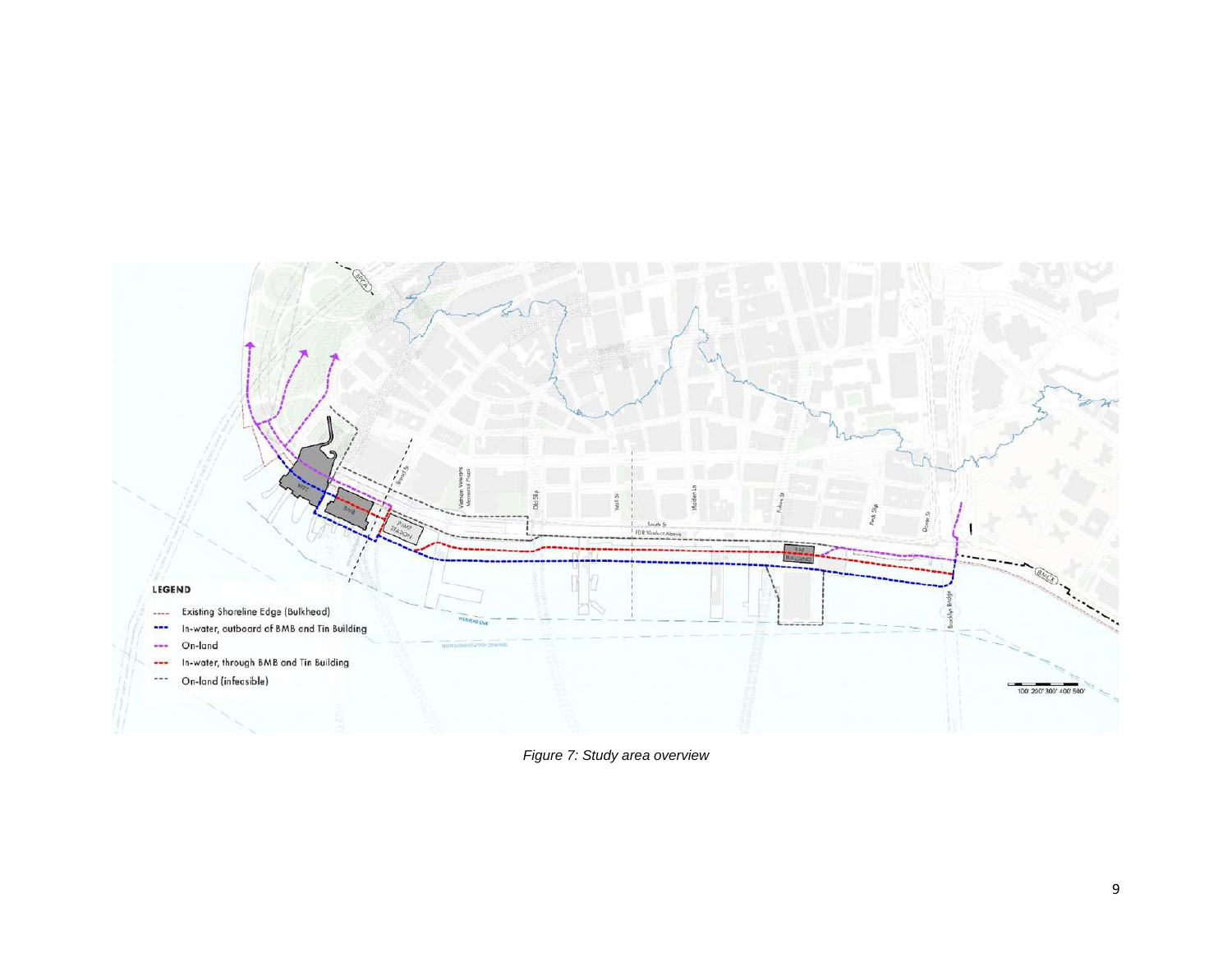LEGEND

- Existing Shoreline Edge (Bulkhead)
- In-water, outboard of BMB and Tin Building
- On-land
- In-water, through BMB and Tin Building
- On-land (infeasible)

*Figure 7: Study area overview*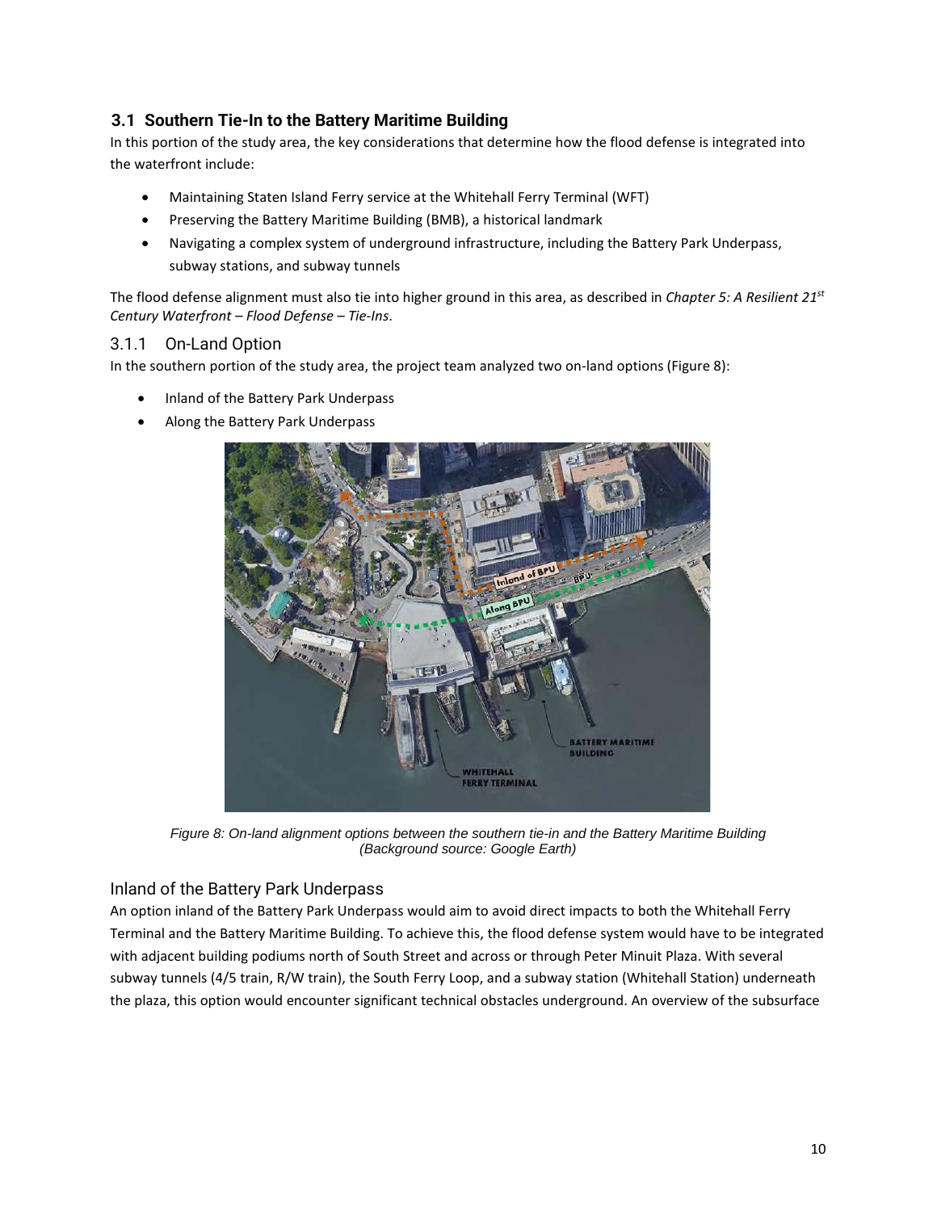### 3.1 Southern Tie-In to the Battery Maritime Building

In this portion of the study area, the key considerations that determine how the flood defense is integrated into the waterfront include:

- Maintaining Staten Island Ferry service at the Whitehall Ferry Terminal (WFT)
- Preserving the Battery Maritime Building (BMB), a historical landmark
- Navigating a complex system of underground infrastructure, including the Battery Park Underpass, subway stations, and subway tunnels

The flood defense alignment must also tie into higher ground in this area, as described in *Chapter 5: A Resilient 21st Century Waterfront – Flood Defense – Tie-Ins*.

#### 3.1.1 On-Land Option

In the southern portion of the study area, the project team analyzed two on-land options (Figure 8):

- Inland of the Battery Park Underpass
- Along the Battery Park Underpass

*Figure 8: On-land alignment options between the southern tie-in and the Battery Maritime Building (Background source: Google Earth)*

#### Inland of the Battery Park Underpass

An option inland of the Battery Park Underpass would aim to avoid direct impacts to both the Whitehall Ferry Terminal and the Battery Maritime Building. To achieve this, the flood defense system would have to be integrated with adjacent building podiums north of South Street and across or through Peter Minuit Plaza. With several subway tunnels (4/5 train, R/W train), the South Ferry Loop, and a subway station (Whitehall Station) underneath the plaza, this option would encounter significant technical obstacles underground. An overview of the subsurface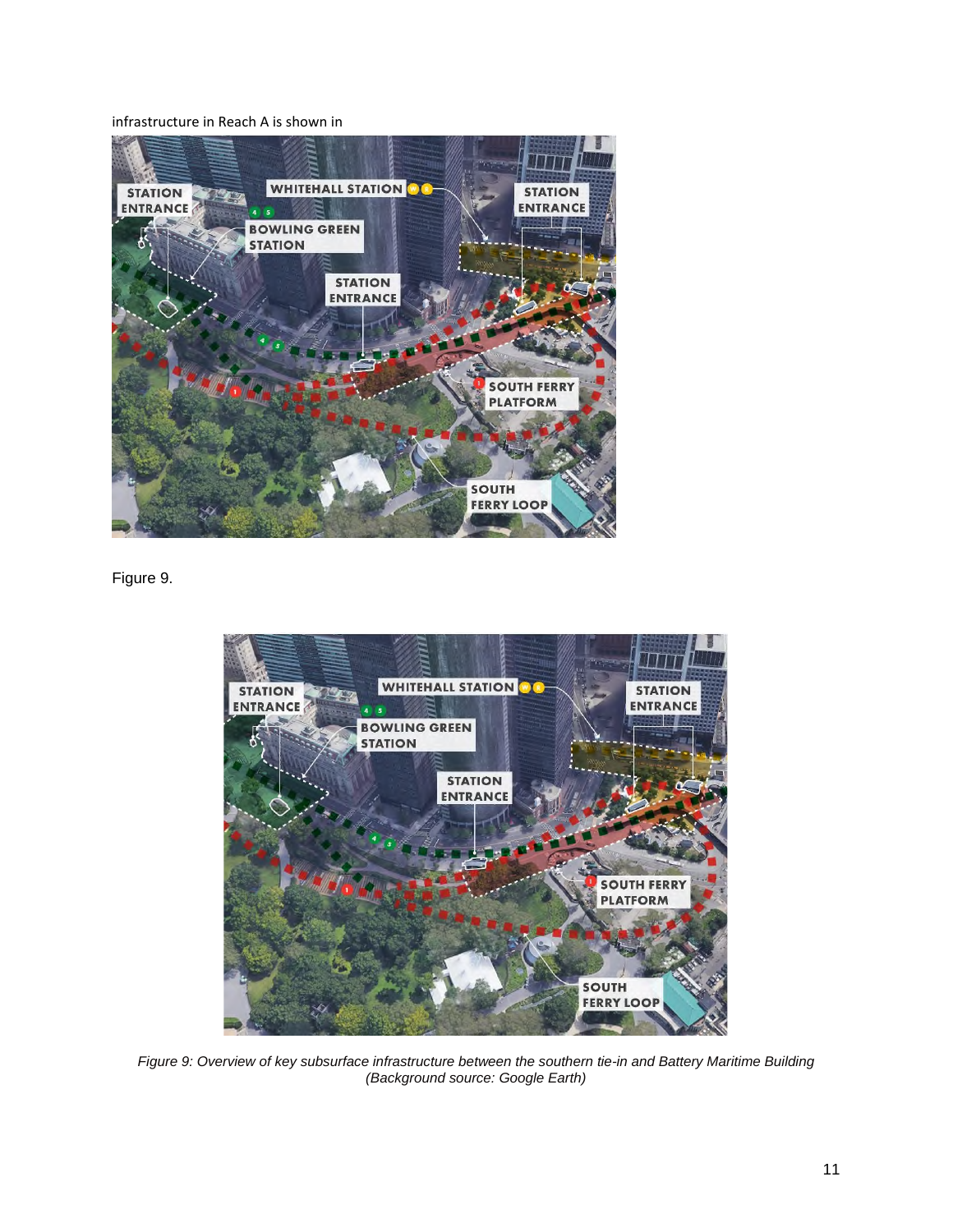infrastructure in Reach A is shown in

Figure 9.

*Figure 9: Overview of key subsurface infrastructure between the southern tie-in and Battery Maritime Building (Background source: Google Earth)*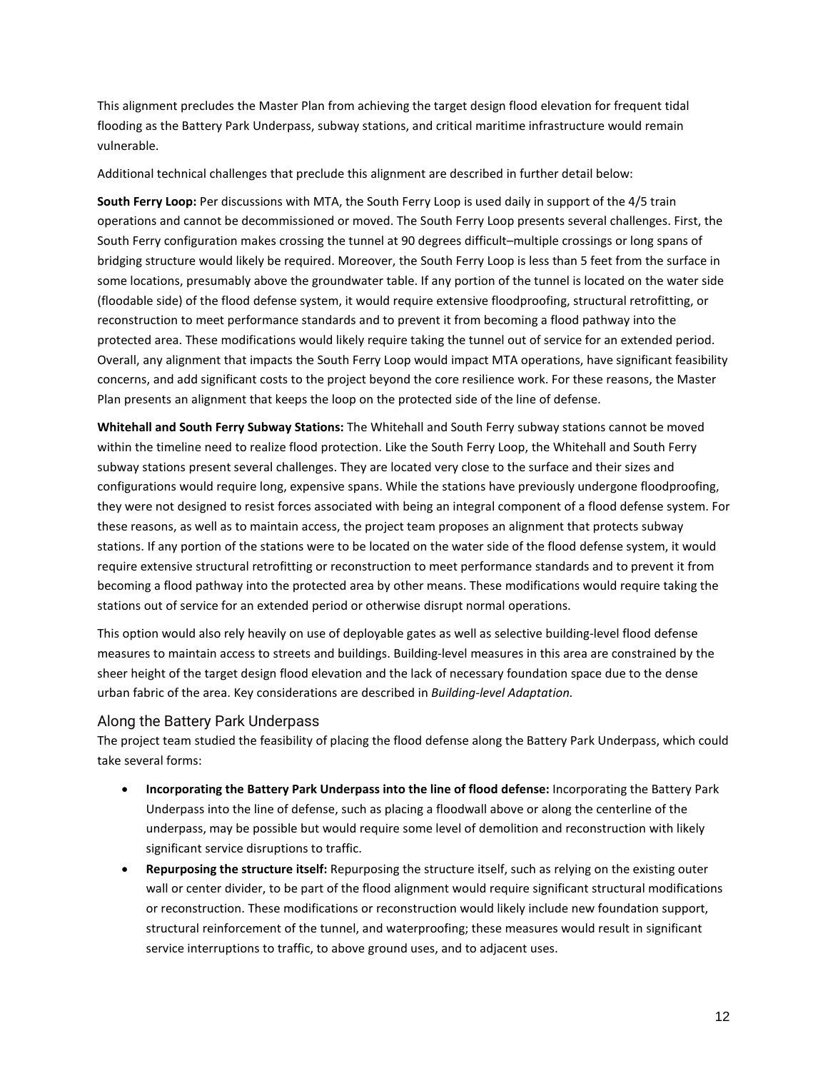This alignment precludes the Master Plan from achieving the target design flood elevation for frequent tidal flooding as the Battery Park Underpass, subway stations, and critical maritime infrastructure would remain vulnerable.

Additional technical challenges that preclude this alignment are described in further detail below:

**South Ferry Loop:** Per discussions with MTA, the South Ferry Loop is used daily in support of the 4/5 train operations and cannot be decommissioned or moved. The South Ferry Loop presents several challenges. First, the South Ferry configuration makes crossing the tunnel at 90 degrees difficult–multiple crossings or long spans of bridging structure would likely be required. Moreover, the South Ferry Loop is less than 5 feet from the surface in some locations, presumably above the groundwater table. If any portion of the tunnel is located on the water side (floodable side) of the flood defense system, it would require extensive floodproofing, structural retrofitting, or reconstruction to meet performance standards and to prevent it from becoming a flood pathway into the protected area. These modifications would likely require taking the tunnel out of service for an extended period. Overall, any alignment that impacts the South Ferry Loop would impact MTA operations, have significant feasibility concerns, and add significant costs to the project beyond the core resilience work. For these reasons, the Master Plan presents an alignment that keeps the loop on the protected side of the line of defense.

**Whitehall and South Ferry Subway Stations:** The Whitehall and South Ferry subway stations cannot be moved within the timeline need to realize flood protection. Like the South Ferry Loop, the Whitehall and South Ferry subway stations present several challenges. They are located very close to the surface and their sizes and configurations would require long, expensive spans. While the stations have previously undergone floodproofing, they were not designed to resist forces associated with being an integral component of a flood defense system. For these reasons, as well as to maintain access, the project team proposes an alignment that protects subway stations. If any portion of the stations were to be located on the water side of the flood defense system, it would require extensive structural retrofitting or reconstruction to meet performance standards and to prevent it from becoming a flood pathway into the protected area by other means. These modifications would require taking the stations out of service for an extended period or otherwise disrupt normal operations.

This option would also rely heavily on use of deployable gates as well as selective building-level flood defense measures to maintain access to streets and buildings. Building-level measures in this area are constrained by the sheer height of the target design flood elevation and the lack of necessary foundation space due to the dense urban fabric of the area. Key considerations are described in *Building-level Adaptation.*

### Along the Battery Park Underpass

The project team studied the feasibility of placing the flood defense along the Battery Park Underpass, which could take several forms:

- **Incorporating the Battery Park Underpass into the line of flood defense:** Incorporating the Battery Park Underpass into the line of defense, such as placing a floodwall above or along the centerline of the underpass, may be possible but would require some level of demolition and reconstruction with likely significant service disruptions to traffic.
- **Repurposing the structure itself:** Repurposing the structure itself, such as relying on the existing outer wall or center divider, to be part of the flood alignment would require significant structural modifications or reconstruction. These modifications or reconstruction would likely include new foundation support, structural reinforcement of the tunnel, and waterproofing; these measures would result in significant service interruptions to traffic, to above ground uses, and to adjacent uses.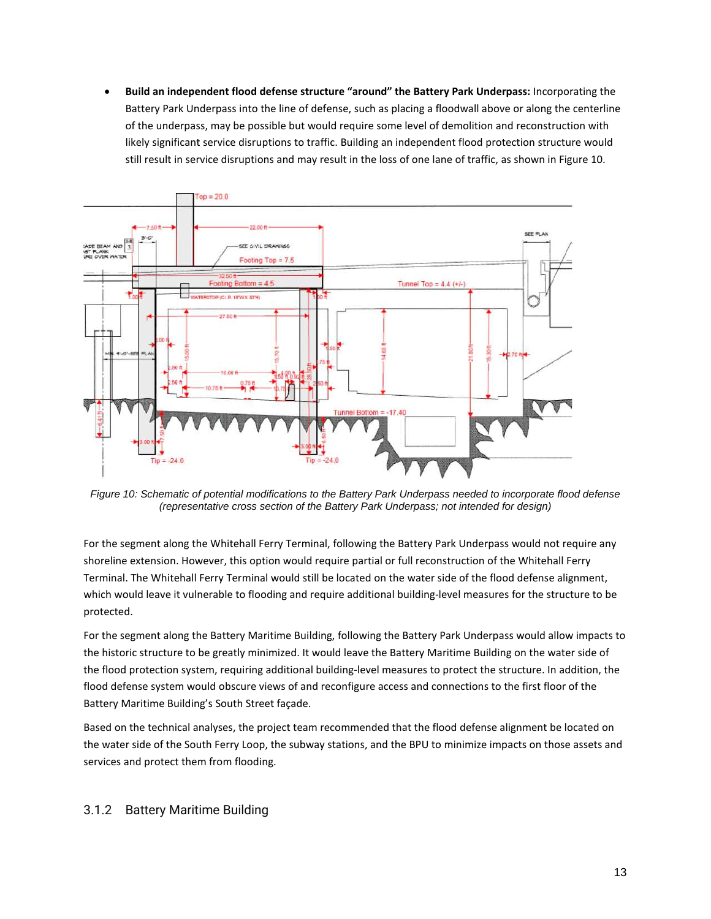- **Build an independent flood defense structure "around" the Battery Park Underpass:** Incorporating the Battery Park Underpass into the line of defense, such as placing a floodwall above or along the centerline of the underpass, may be possible but would require some level of demolition and reconstruction with likely significant service disruptions to traffic. Building an independent flood protection structure would still result in service disruptions and may result in the loss of one lane of traffic, as shown in Figure 10.

*Figure 10: Schematic of potential modifications to the Battery Park Underpass needed to incorporate flood defense (representative cross section of the Battery Park Underpass; not intended for design)*

For the segment along the Whitehall Ferry Terminal, following the Battery Park Underpass would not require any shoreline extension. However, this option would require partial or full reconstruction of the Whitehall Ferry Terminal. The Whitehall Ferry Terminal would still be located on the water side of the flood defense alignment, which would leave it vulnerable to flooding and require additional building-level measures for the structure to be protected.

For the segment along the Battery Maritime Building, following the Battery Park Underpass would allow impacts to the historic structure to be greatly minimized. It would leave the Battery Maritime Building on the water side of the flood protection system, requiring additional building-level measures to protect the structure. In addition, the flood defense system would obscure views of and reconfigure access and connections to the first floor of the Battery Maritime Building's South Street façade.

Based on the technical analyses, the project team recommended that the flood defense alignment be located on the water side of the South Ferry Loop, the subway stations, and the BPU to minimize impacts on those assets and services and protect them from flooding.

### 3.1.2 Battery Maritime Building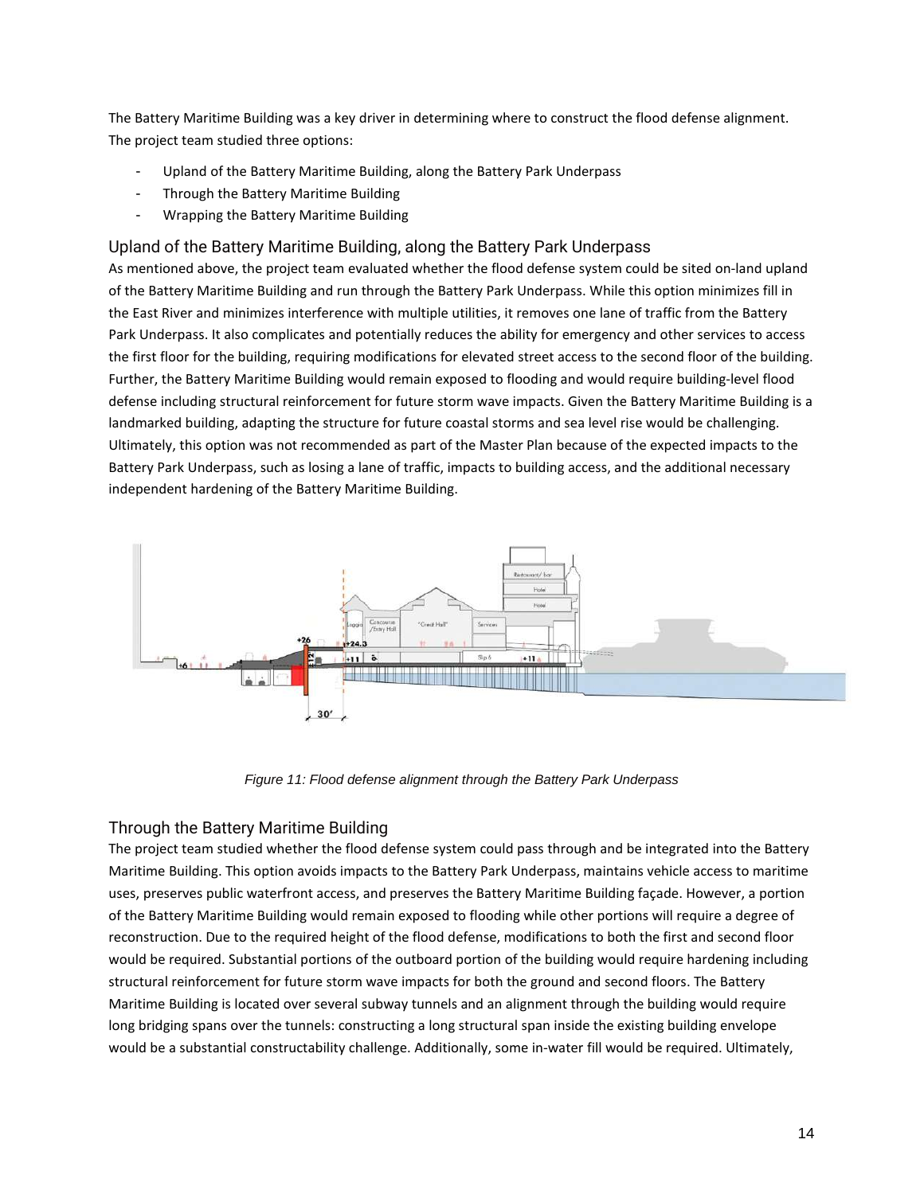The Battery Maritime Building was a key driver in determining where to construct the flood defense alignment. The project team studied three options:

- Upland of the Battery Maritime Building, along the Battery Park Underpass
- Through the Battery Maritime Building
- Wrapping the Battery Maritime Building

## Upland of the Battery Maritime Building, along the Battery Park Underpass

As mentioned above, the project team evaluated whether the flood defense system could be sited on-land upland of the Battery Maritime Building and run through the Battery Park Underpass. While this option minimizes fill in the East River and minimizes interference with multiple utilities, it removes one lane of traffic from the Battery Park Underpass. It also complicates and potentially reduces the ability for emergency and other services to access the first floor for the building, requiring modifications for elevated street access to the second floor of the building. Further, the Battery Maritime Building would remain exposed to flooding and would require building-level flood defense including structural reinforcement for future storm wave impacts. Given the Battery Maritime Building is a landmarked building, adapting the structure for future coastal storms and sea level rise would be challenging. Ultimately, this option was not recommended as part of the Master Plan because of the expected impacts to the Battery Park Underpass, such as losing a lane of traffic, impacts to building access, and the additional necessary independent hardening of the Battery Maritime Building.

*Figure 11: Flood defense alignment through the Battery Park Underpass*

## Through the Battery Maritime Building

The project team studied whether the flood defense system could pass through and be integrated into the Battery Maritime Building. This option avoids impacts to the Battery Park Underpass, maintains vehicle access to maritime uses, preserves public waterfront access, and preserves the Battery Maritime Building façade. However, a portion of the Battery Maritime Building would remain exposed to flooding while other portions will require a degree of reconstruction. Due to the required height of the flood defense, modifications to both the first and second floor would be required. Substantial portions of the outboard portion of the building would require hardening including structural reinforcement for future storm wave impacts for both the ground and second floors. The Battery Maritime Building is located over several subway tunnels and an alignment through the building would require long bridging spans over the tunnels: constructing a long structural span inside the existing building envelope would be a substantial constructability challenge. Additionally, some in-water fill would be required. Ultimately,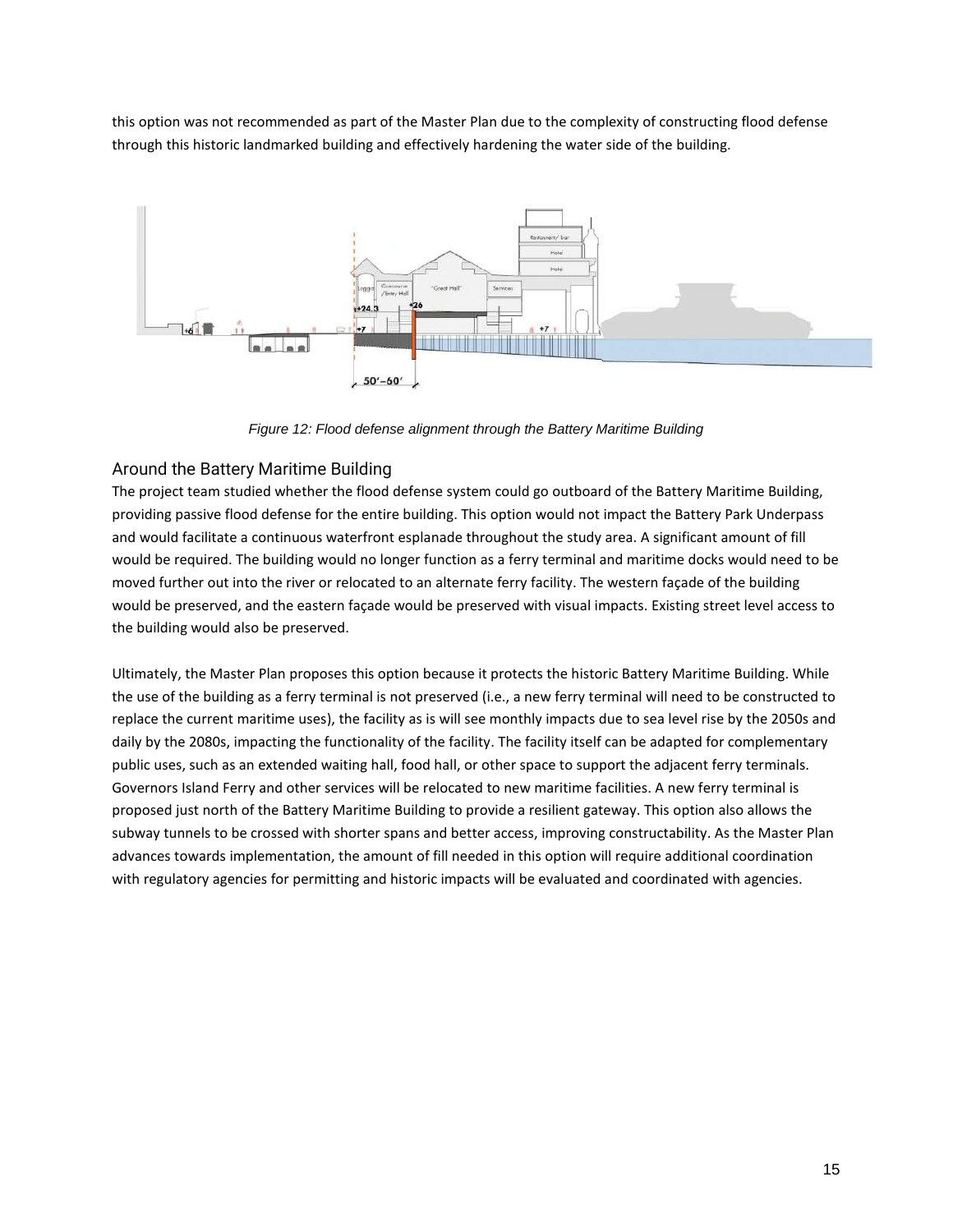this option was not recommended as part of the Master Plan due to the complexity of constructing flood defense through this historic landmarked building and effectively hardening the water side of the building.

*Figure 12: Flood defense alignment through the Battery Maritime Building*

## Around the Battery Maritime Building

The project team studied whether the flood defense system could go outboard of the Battery Maritime Building, providing passive flood defense for the entire building. This option would not impact the Battery Park Underpass and would facilitate a continuous waterfront esplanade throughout the study area. A significant amount of fill would be required. The building would no longer function as a ferry terminal and maritime docks would need to be moved further out into the river or relocated to an alternate ferry facility. The western façade of the building would be preserved, and the eastern façade would be preserved with visual impacts. Existing street level access to the building would also be preserved.

Ultimately, the Master Plan proposes this option because it protects the historic Battery Maritime Building. While the use of the building as a ferry terminal is not preserved (i.e., a new ferry terminal will need to be constructed to replace the current maritime uses), the facility as is will see monthly impacts due to sea level rise by the 2050s and daily by the 2080s, impacting the functionality of the facility. The facility itself can be adapted for complementary public uses, such as an extended waiting hall, food hall, or other space to support the adjacent ferry terminals. Governors Island Ferry and other services will be relocated to new maritime facilities. A new ferry terminal is proposed just north of the Battery Maritime Building to provide a resilient gateway. This option also allows the subway tunnels to be crossed with shorter spans and better access, improving constructability. As the Master Plan advances towards implementation, the amount of fill needed in this option will require additional coordination with regulatory agencies for permitting and historic impacts will be evaluated and coordinated with agencies.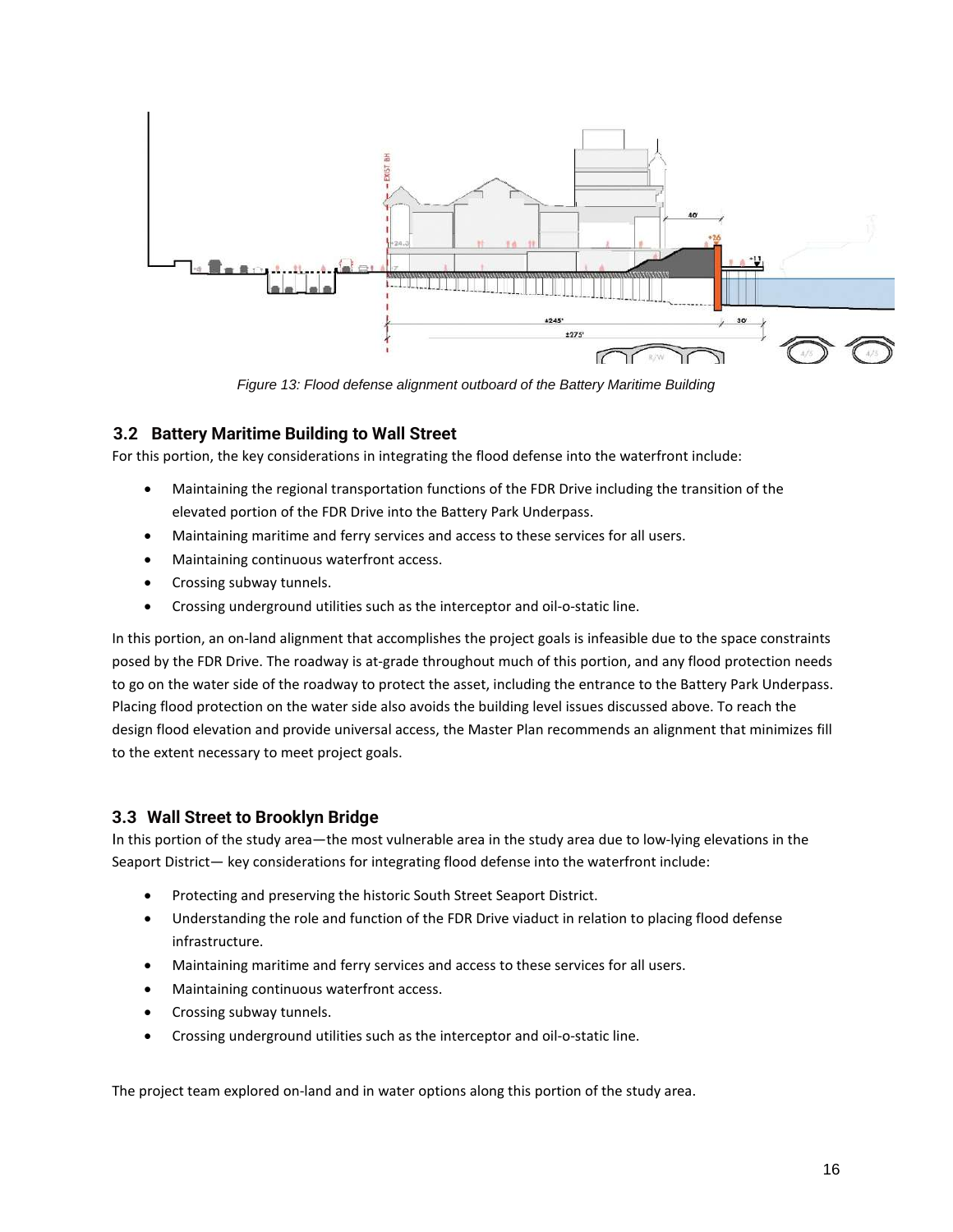*Figure 13: Flood defense alignment outboard of the Battery Maritime Building*

### 3.2 Battery Maritime Building to Wall Street

For this portion, the key considerations in integrating the flood defense into the waterfront include:

- Maintaining the regional transportation functions of the FDR Drive including the transition of the elevated portion of the FDR Drive into the Battery Park Underpass.
- Maintaining maritime and ferry services and access to these services for all users.
- Maintaining continuous waterfront access.
- Crossing subway tunnels.
- Crossing underground utilities such as the interceptor and oil-o-static line.

In this portion, an on-land alignment that accomplishes the project goals is infeasible due to the space constraints posed by the FDR Drive. The roadway is at-grade throughout much of this portion, and any flood protection needs to go on the water side of the roadway to protect the asset, including the entrance to the Battery Park Underpass. Placing flood protection on the water side also avoids the building level issues discussed above. To reach the design flood elevation and provide universal access, the Master Plan recommends an alignment that minimizes fill to the extent necessary to meet project goals.

### 3.3 Wall Street to Brooklyn Bridge

In this portion of the study area—the most vulnerable area in the study area due to low-lying elevations in the Seaport District— key considerations for integrating flood defense into the waterfront include:

- Protecting and preserving the historic South Street Seaport District.
- Understanding the role and function of the FDR Drive viaduct in relation to placing flood defense infrastructure.
- Maintaining maritime and ferry services and access to these services for all users.
- Maintaining continuous waterfront access.
- Crossing subway tunnels.
- Crossing underground utilities such as the interceptor and oil-o-static line.

The project team explored on-land and in water options along this portion of the study area.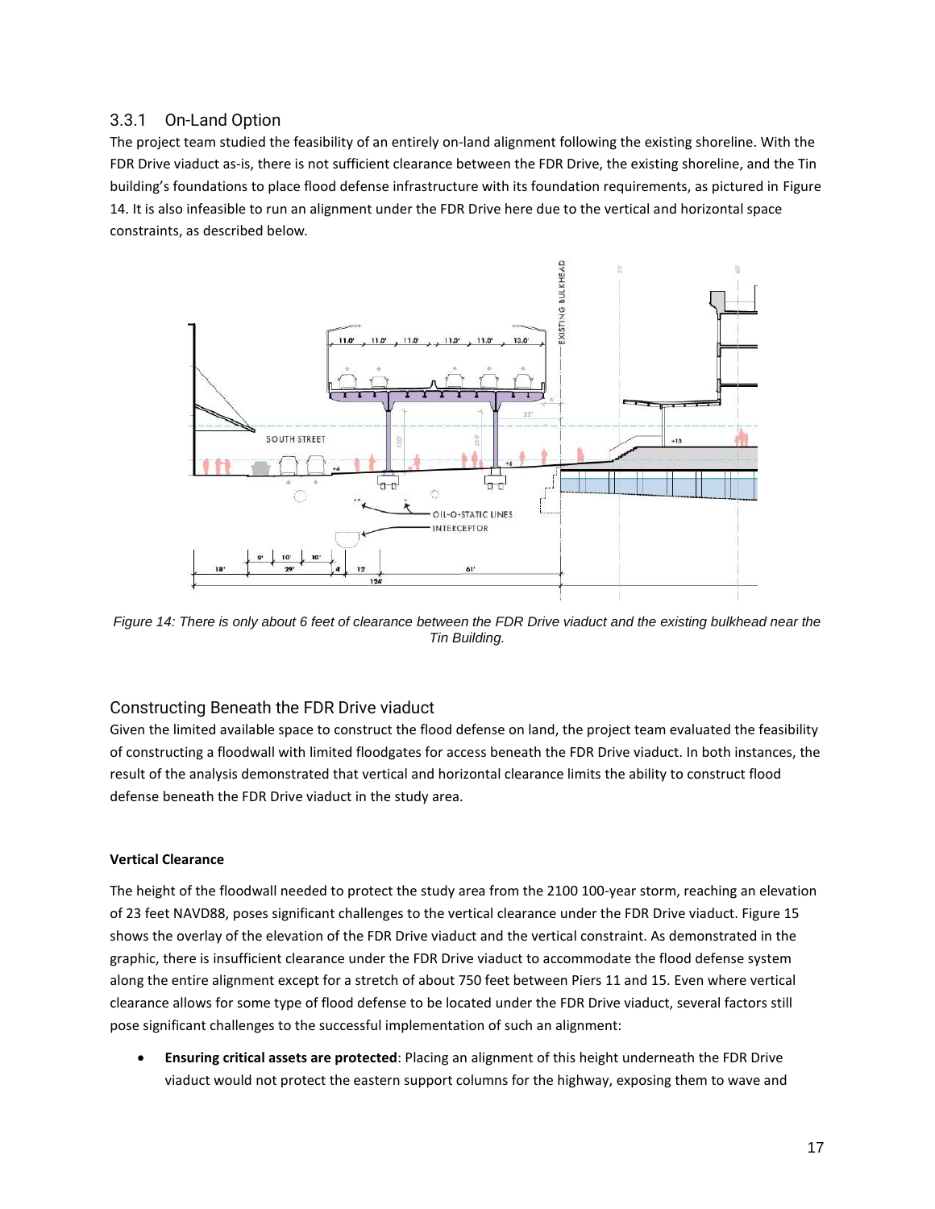### 3.3.1 On-Land Option

The project team studied the feasibility of an entirely on-land alignment following the existing shoreline. With the FDR Drive viaduct as-is, there is not sufficient clearance between the FDR Drive, the existing shoreline, and the Tin building's foundations to place flood defense infrastructure with its foundation requirements, as pictured in Figure 14. It is also infeasible to run an alignment under the FDR Drive here due to the vertical and horizontal space constraints, as described below.

*Figure 14: There is only about 6 feet of clearance between the FDR Drive viaduct and the existing bulkhead near the Tin Building.*

### Constructing Beneath the FDR Drive viaduct

Given the limited available space to construct the flood defense on land, the project team evaluated the feasibility of constructing a floodwall with limited floodgates for access beneath the FDR Drive viaduct. In both instances, the result of the analysis demonstrated that vertical and horizontal clearance limits the ability to construct flood defense beneath the FDR Drive viaduct in the study area.

**Vertical Clearance**

The height of the floodwall needed to protect the study area from the 2100 100-year storm, reaching an elevation of 23 feet NAVD88, poses significant challenges to the vertical clearance under the FDR Drive viaduct. Figure 15 shows the overlay of the elevation of the FDR Drive viaduct and the vertical constraint. As demonstrated in the graphic, there is insufficient clearance under the FDR Drive viaduct to accommodate the flood defense system along the entire alignment except for a stretch of about 750 feet between Piers 11 and 15. Even where vertical clearance allows for some type of flood defense to be located under the FDR Drive viaduct, several factors still pose significant challenges to the successful implementation of such an alignment:

- **Ensuring critical assets are protected**: Placing an alignment of this height underneath the FDR Drive viaduct would not protect the eastern support columns for the highway, exposing them to wave and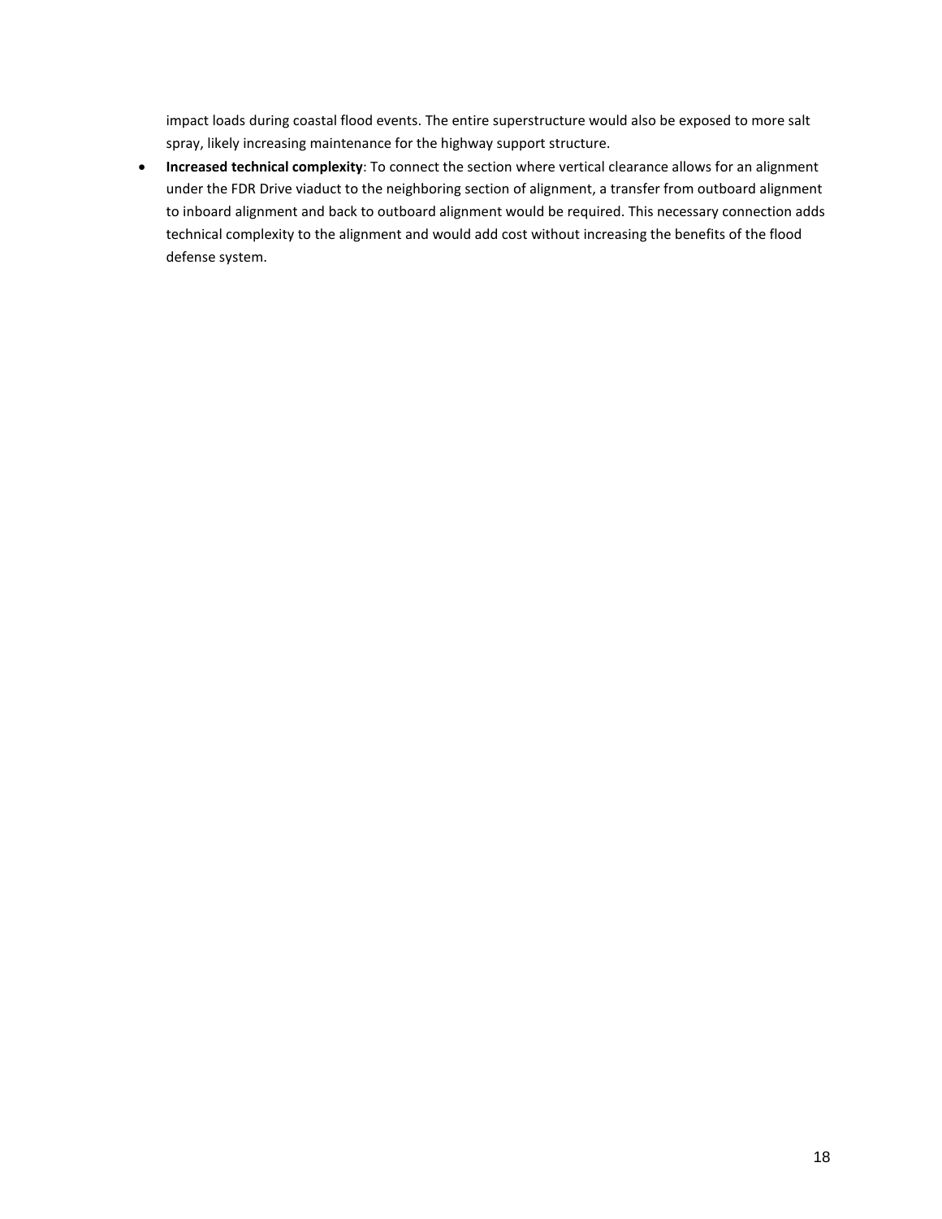impact loads during coastal flood events. The entire superstructure would also be exposed to more salt spray, likely increasing maintenance for the highway support structure.

- **Increased technical complexity**: To connect the section where vertical clearance allows for an alignment under the FDR Drive viaduct to the neighboring section of alignment, a transfer from outboard alignment to inboard alignment and back to outboard alignment would be required. This necessary connection adds technical complexity to the alignment and would add cost without increasing the benefits of the flood defense system.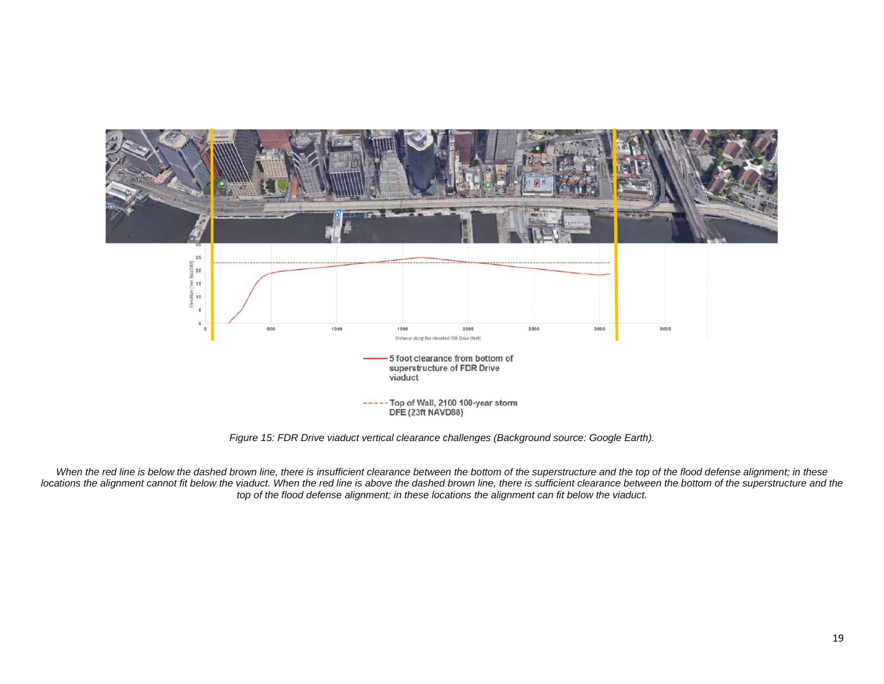*Figure 15: FDR Drive viaduct vertical clearance challenges (Background source: Google Earth).*

*When the red line is below the dashed brown line, there is insufficient clearance between the bottom of the superstructure and the top of the flood defense alignment; in these locations the alignment cannot fit below the viaduct. When the red line is above the dashed brown line, there is sufficient clearance between the bottom of the superstructure and the top of the flood defense alignment; in these locations the alignment can fit below the viaduct.*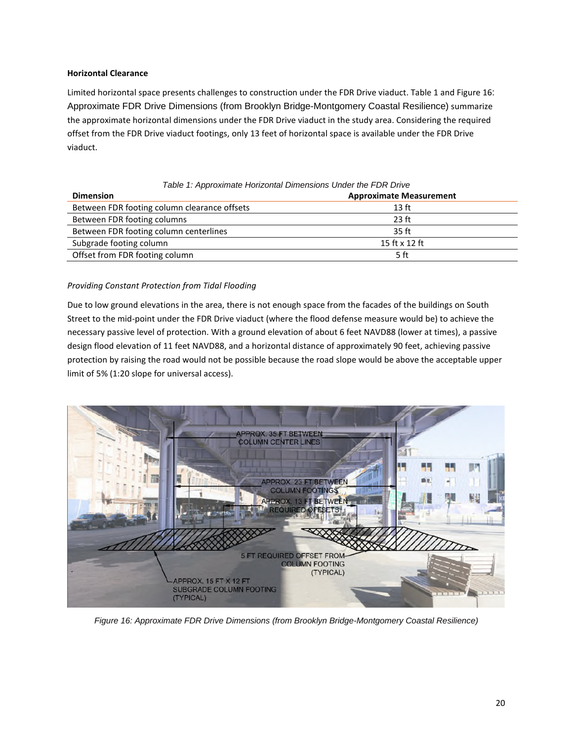**Horizontal Clearance**

Limited horizontal space presents challenges to construction under the FDR Drive viaduct. Table 1 and Figure 16: Approximate FDR Drive Dimensions (from Brooklyn Bridge-Montgomery Coastal Resilience) summarize the approximate horizontal dimensions under the FDR Drive viaduct in the study area. Considering the required offset from the FDR Drive viaduct footings, only 13 feet of horizontal space is available under the FDR Drive viaduct.

*Table 1: Approximate Horizontal Dimensions Under the FDR Drive*

| Dimension | Approximate Measurement |
|---|---|
| Between FDR footing column clearance offsets | 13 ft |
| Between FDR footing columns | 23 ft |
| Between FDR footing column centerlines | 35 ft |
| Subgrade footing column | 15 ft x 12 ft |
| Offset from FDR footing column | 5 ft |

*Providing Constant Protection from Tidal Flooding*

Due to low ground elevations in the area, there is not enough space from the facades of the buildings on South Street to the mid-point under the FDR Drive viaduct (where the flood defense measure would be) to achieve the necessary passive level of protection. With a ground elevation of about 6 feet NAVD88 (lower at times), a passive design flood elevation of 11 feet NAVD88, and a horizontal distance of approximately 90 feet, achieving passive protection by raising the road would not be possible because the road slope would be above the acceptable upper limit of 5% (1:20 slope for universal access).

*Figure 16: Approximate FDR Drive Dimensions (from Brooklyn Bridge-Montgomery Coastal Resilience)*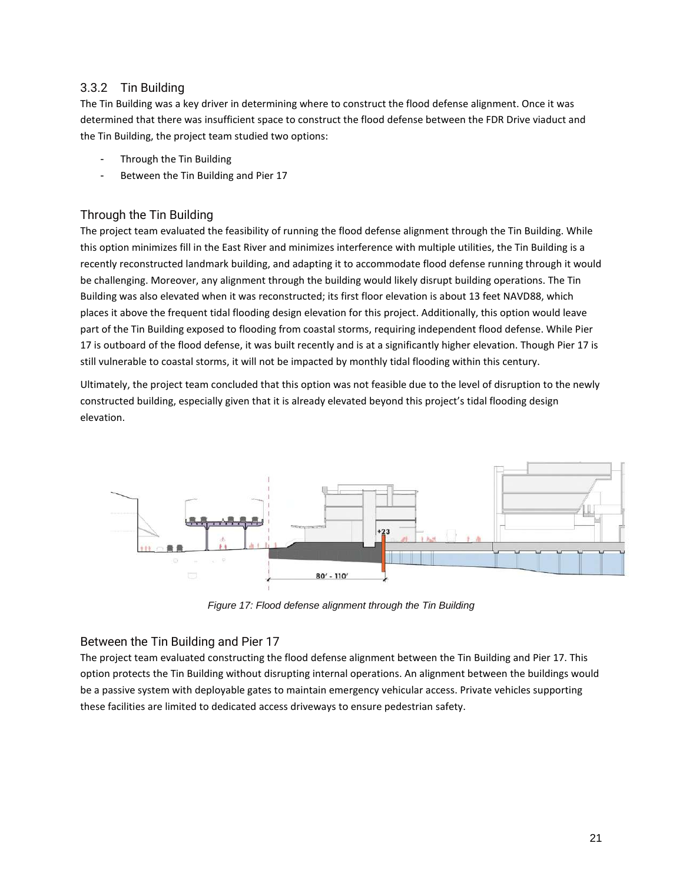### 3.3.2 Tin Building

The Tin Building was a key driver in determining where to construct the flood defense alignment. Once it was determined that there was insufficient space to construct the flood defense between the FDR Drive viaduct and the Tin Building, the project team studied two options:

- Through the Tin Building
- Between the Tin Building and Pier 17

#### Through the Tin Building

The project team evaluated the feasibility of running the flood defense alignment through the Tin Building. While this option minimizes fill in the East River and minimizes interference with multiple utilities, the Tin Building is a recently reconstructed landmark building, and adapting it to accommodate flood defense running through it would be challenging. Moreover, any alignment through the building would likely disrupt building operations. The Tin Building was also elevated when it was reconstructed; its first floor elevation is about 13 feet NAVD88, which places it above the frequent tidal flooding design elevation for this project. Additionally, this option would leave part of the Tin Building exposed to flooding from coastal storms, requiring independent flood defense. While Pier 17 is outboard of the flood defense, it was built recently and is at a significantly higher elevation. Though Pier 17 is still vulnerable to coastal storms, it will not be impacted by monthly tidal flooding within this century.

Ultimately, the project team concluded that this option was not feasible due to the level of disruption to the newly constructed building, especially given that it is already elevated beyond this project's tidal flooding design elevation.

*Figure 17: Flood defense alignment through the Tin Building*

#### Between the Tin Building and Pier 17

The project team evaluated constructing the flood defense alignment between the Tin Building and Pier 17. This option protects the Tin Building without disrupting internal operations. An alignment between the buildings would be a passive system with deployable gates to maintain emergency vehicular access. Private vehicles supporting these facilities are limited to dedicated access driveways to ensure pedestrian safety.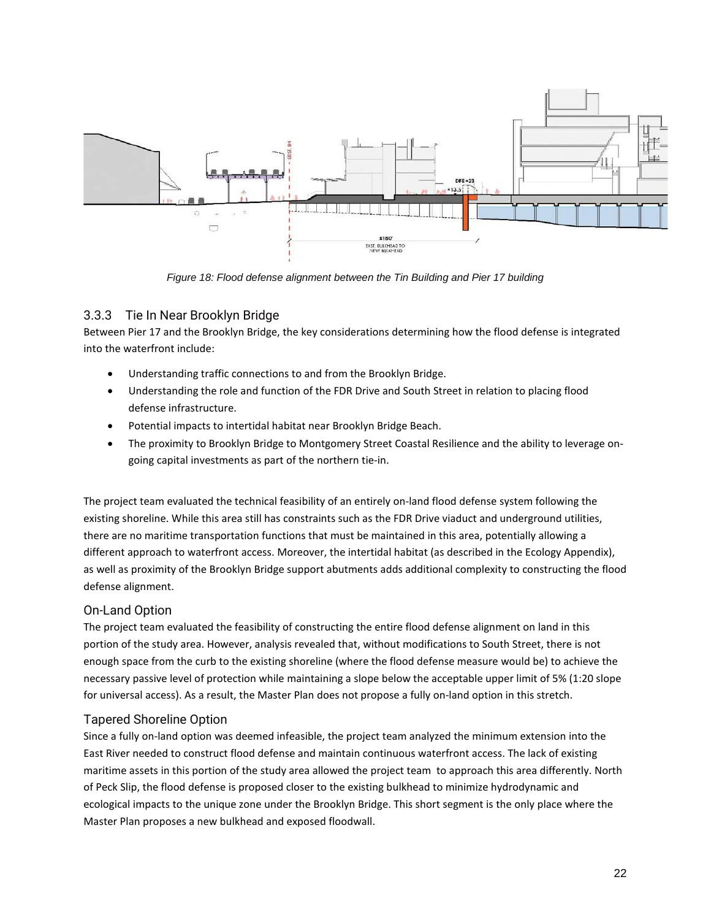*Figure 18: Flood defense alignment between the Tin Building and Pier 17 building*

### 3.3.3 Tie In Near Brooklyn Bridge

Between Pier 17 and the Brooklyn Bridge, the key considerations determining how the flood defense is integrated into the waterfront include:

- Understanding traffic connections to and from the Brooklyn Bridge.
- Understanding the role and function of the FDR Drive and South Street in relation to placing flood defense infrastructure.
- Potential impacts to intertidal habitat near Brooklyn Bridge Beach.
- The proximity to Brooklyn Bridge to Montgomery Street Coastal Resilience and the ability to leverage on-going capital investments as part of the northern tie-in.

The project team evaluated the technical feasibility of an entirely on-land flood defense system following the existing shoreline. While this area still has constraints such as the FDR Drive viaduct and underground utilities, there are no maritime transportation functions that must be maintained in this area, potentially allowing a different approach to waterfront access. Moreover, the intertidal habitat (as described in the Ecology Appendix), as well as proximity of the Brooklyn Bridge support abutments adds additional complexity to constructing the flood defense alignment.

#### On-Land Option

The project team evaluated the feasibility of constructing the entire flood defense alignment on land in this portion of the study area. However, analysis revealed that, without modifications to South Street, there is not enough space from the curb to the existing shoreline (where the flood defense measure would be) to achieve the necessary passive level of protection while maintaining a slope below the acceptable upper limit of 5% (1:20 slope for universal access). As a result, the Master Plan does not propose a fully on-land option in this stretch.

#### Tapered Shoreline Option

Since a fully on-land option was deemed infeasible, the project team analyzed the minimum extension into the East River needed to construct flood defense and maintain continuous waterfront access. The lack of existing maritime assets in this portion of the study area allowed the project team to approach this area differently. North of Peck Slip, the flood defense is proposed closer to the existing bulkhead to minimize hydrodynamic and ecological impacts to the unique zone under the Brooklyn Bridge. This short segment is the only place where the Master Plan proposes a new bulkhead and exposed floodwall.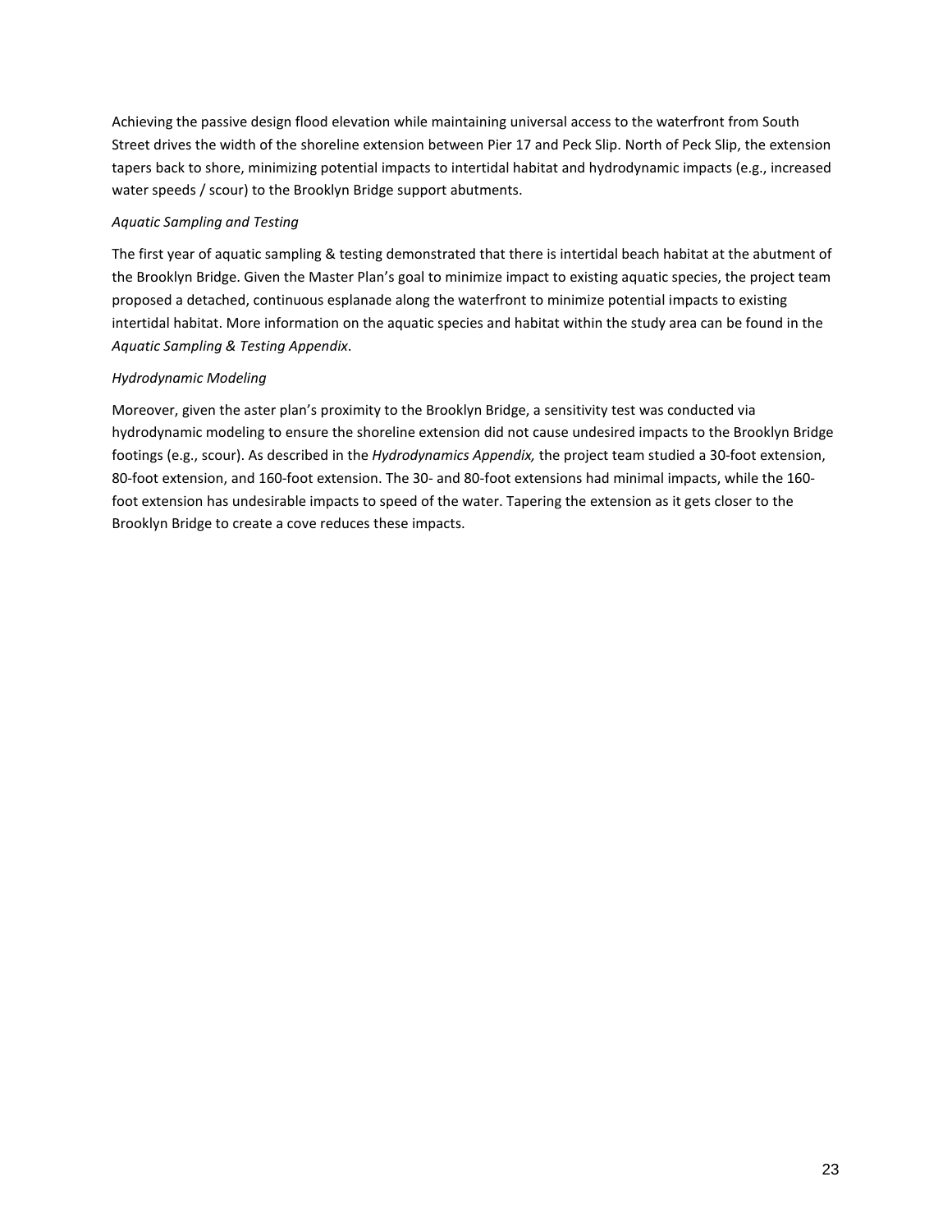Achieving the passive design flood elevation while maintaining universal access to the waterfront from South Street drives the width of the shoreline extension between Pier 17 and Peck Slip. North of Peck Slip, the extension tapers back to shore, minimizing potential impacts to intertidal habitat and hydrodynamic impacts (e.g., increased water speeds / scour) to the Brooklyn Bridge support abutments.

*Aquatic Sampling and Testing*

The first year of aquatic sampling & testing demonstrated that there is intertidal beach habitat at the abutment of the Brooklyn Bridge. Given the Master Plan's goal to minimize impact to existing aquatic species, the project team proposed a detached, continuous esplanade along the waterfront to minimize potential impacts to existing intertidal habitat. More information on the aquatic species and habitat within the study area can be found in the *Aquatic Sampling & Testing Appendix*.

*Hydrodynamic Modeling*

Moreover, given the aster plan's proximity to the Brooklyn Bridge, a sensitivity test was conducted via hydrodynamic modeling to ensure the shoreline extension did not cause undesired impacts to the Brooklyn Bridge footings (e.g., scour). As described in the *Hydrodynamics Appendix,* the project team studied a 30-foot extension, 80-foot extension, and 160-foot extension. The 30- and 80-foot extensions had minimal impacts, while the 160-foot extension has undesirable impacts to speed of the water. Tapering the extension as it gets closer to the Brooklyn Bridge to create a cove reduces these impacts.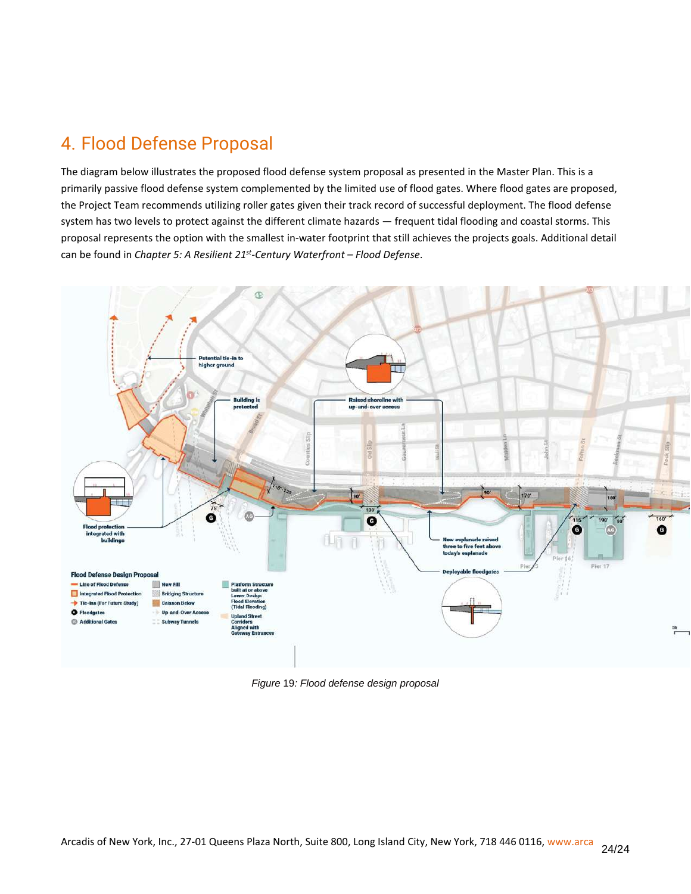## 4. Flood Defense Proposal

The diagram below illustrates the proposed flood defense system proposal as presented in the Master Plan. This is a primarily passive flood defense system complemented by the limited use of flood gates. Where flood gates are proposed, the Project Team recommends utilizing roller gates given their track record of successful deployment. The flood defense system has two levels to protect against the different climate hazards — frequent tidal flooding and coastal storms. This proposal represents the option with the smallest in-water footprint that still achieves the projects goals. Additional detail can be found in *Chapter 5: A Resilient 21st-Century Waterfront – Flood Defense*.

Potential tie-in to higher ground

Building is protected

Raised shoreline with up-and-over access

Flood protection integrated with buildings

New esplanade raised three to five feet above today's esplanade

Deployable floodgates

Flood Defense Design Proposal

Line of Flood Defense

Integrated Flood Protection

Tie-Ins (For Future Study)

Floodgates

Additional Gates

New Fill

Bridging Structure

Caisson Below

Up-and-Over Access

Subway Tunnels

Platform Structure built at or above Lower Design Flood Elevation (Tidal Flooding)

Upland Street Corridors Aligned with Gateway Entrances

*Figure 19: Flood defense design proposal*